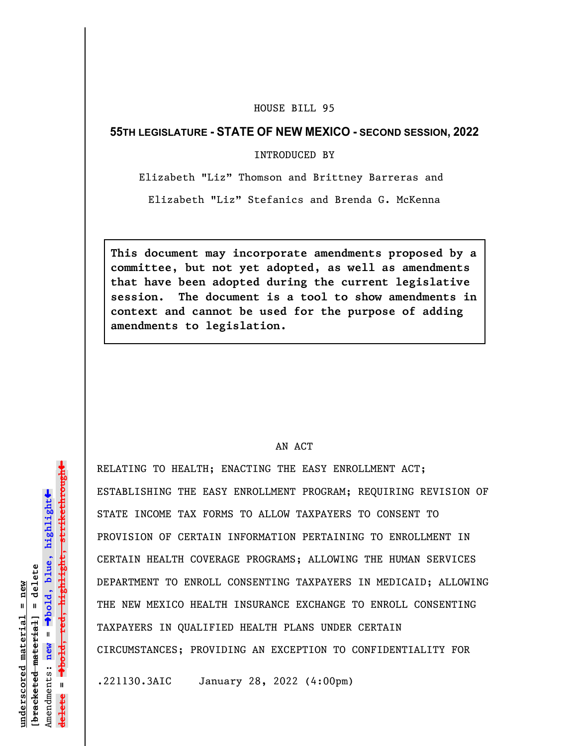HOUSE BILL 95

**55TH LEGISLATURE - STATE OF NEW MEXICO - SECOND SESSION, 2022**

INTRODUCED BY

Elizabeth "Liz" Thomson and Brittney Barreras and

Elizabeth "Liz" Stefanics and Brenda G. McKenna

**This document may incorporate amendments proposed by a committee, but not yet adopted, as well as amendments that have been adopted during the current legislative session. The document is a tool to show amendments in context and cannot be used for the purpose of adding amendments to legislation.**

AN ACT

RELATING TO HEALTH; ENACTING THE EASY ENROLLMENT ACT; ESTABLISHING THE EASY ENROLLMENT PROGRAM; REQUIRING REVISION OF STATE INCOME TAX FORMS TO ALLOW TAXPAYERS TO CONSENT TO PROVISION OF CERTAIN INFORMATION PERTAINING TO ENROLLMENT IN CERTAIN HEALTH COVERAGE PROGRAMS; ALLOWING THE HUMAN SERVICES DEPARTMENT TO ENROLL CONSENTING TAXPAYERS IN MEDICAID; ALLOWING THE NEW MEXICO HEALTH INSURANCE EXCHANGE TO ENROLL CONSENTING TAXPAYERS IN QUALIFIED HEALTH PLANS UNDER CERTAIN CIRCUMSTANCES; PROVIDING AN EXCEPTION TO CONFIDENTIALITY FOR

.221130.3AIC January 28, 2022 (4:00pm)

underscored material = new
[bracketed material] = delete
Amendments: new = →bold, blue, highlight←
delete = →bold, red, highlight, strikethrough←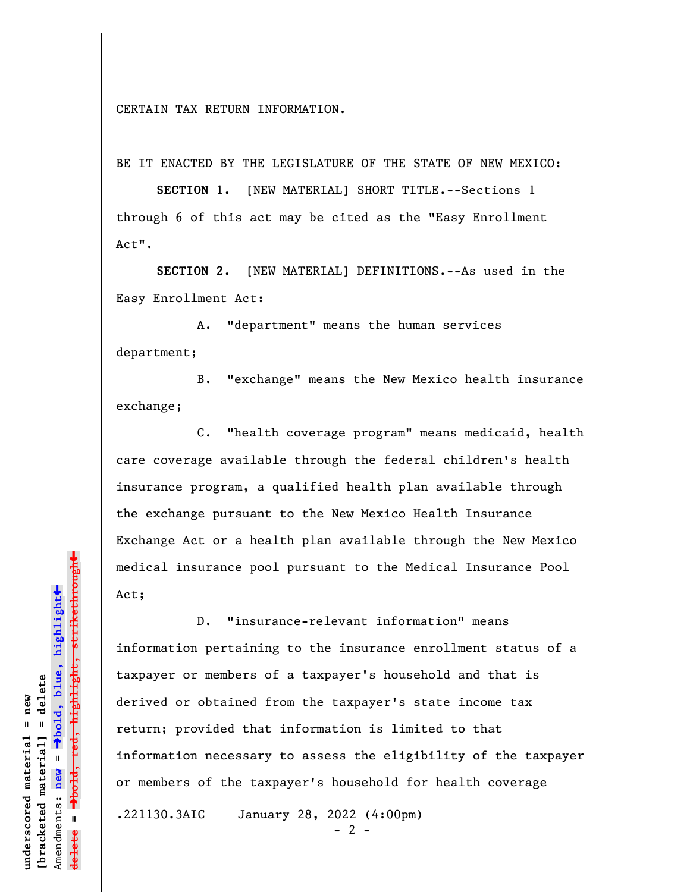CERTAIN TAX RETURN INFORMATION.

BE IT ENACTED BY THE LEGISLATURE OF THE STATE OF NEW MEXICO:

**SECTION 1.** [NEW MATERIAL] SHORT TITLE.--Sections 1 through 6 of this act may be cited as the "Easy Enrollment Act".

**SECTION 2.** [NEW MATERIAL] DEFINITIONS.--As used in the Easy Enrollment Act:

A. "department" means the human services department;

B. "exchange" means the New Mexico health insurance exchange;

C. "health coverage program" means medicaid, health care coverage available through the federal children's health insurance program, a qualified health plan available through the exchange pursuant to the New Mexico Health Insurance Exchange Act or a health plan available through the New Mexico medical insurance pool pursuant to the Medical Insurance Pool Act;

D. "insurance-relevant information" means information pertaining to the insurance enrollment status of a taxpayer or members of a taxpayer's household and that is derived or obtained from the taxpayer's state income tax return; provided that information is limited to that information necessary to assess the eligibility of the taxpayer or members of the taxpayer's household for health coverage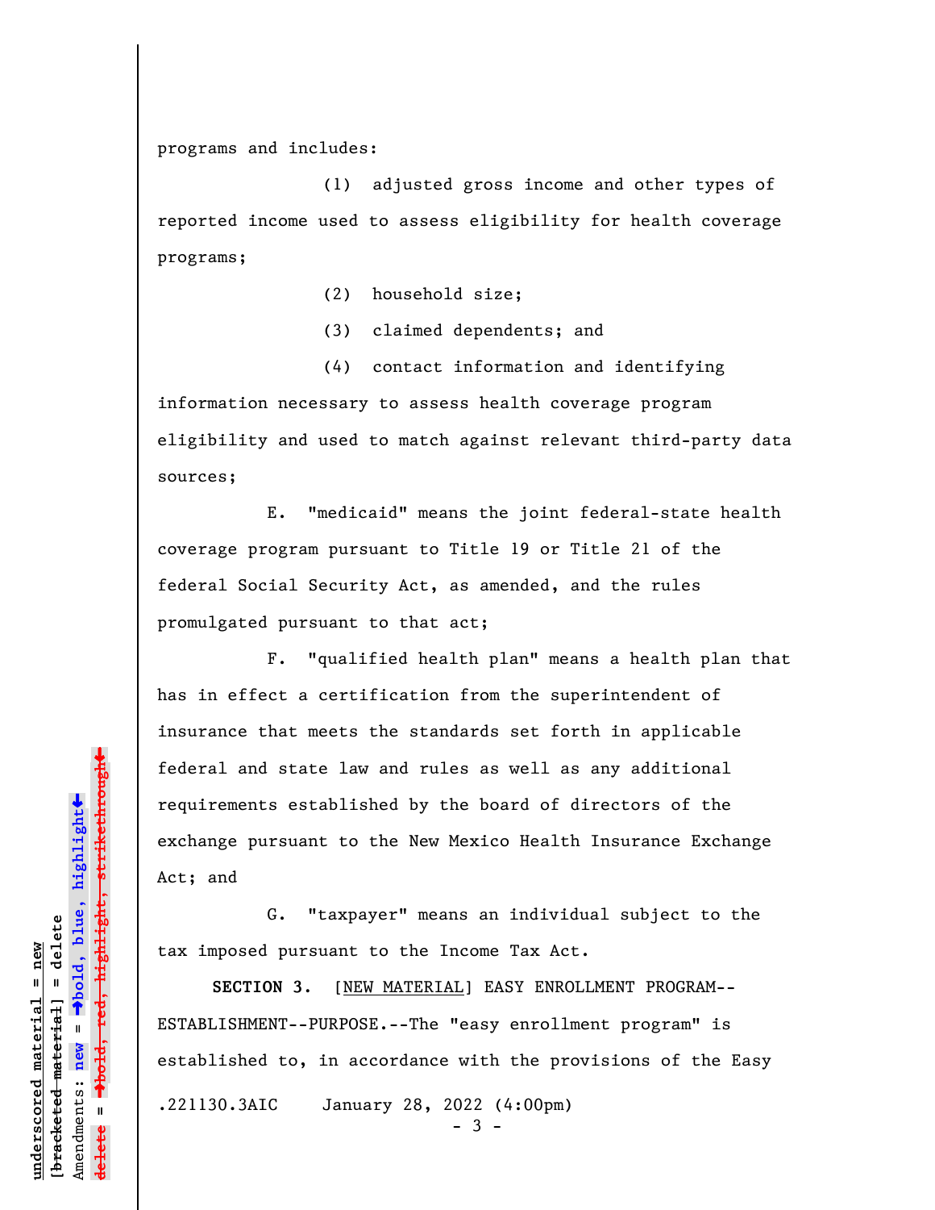programs and includes:

(1) adjusted gross income and other types of reported income used to assess eligibility for health coverage programs;

(2) household size;

(3) claimed dependents; and

(4) contact information and identifying information necessary to assess health coverage program eligibility and used to match against relevant third-party data sources;

E. "medicaid" means the joint federal-state health coverage program pursuant to Title 19 or Title 21 of the federal Social Security Act, as amended, and the rules promulgated pursuant to that act;

F. "qualified health plan" means a health plan that has in effect a certification from the superintendent of insurance that meets the standards set forth in applicable federal and state law and rules as well as any additional requirements established by the board of directors of the exchange pursuant to the New Mexico Health Insurance Exchange Act; and

G. "taxpayer" means an individual subject to the tax imposed pursuant to the Income Tax Act.

**SECTION 3.** [NEW MATERIAL] EASY ENROLLMENT PROGRAM--ESTABLISHMENT--PURPOSE.--The "easy enrollment program" is established to, in accordance with the provisions of the Easy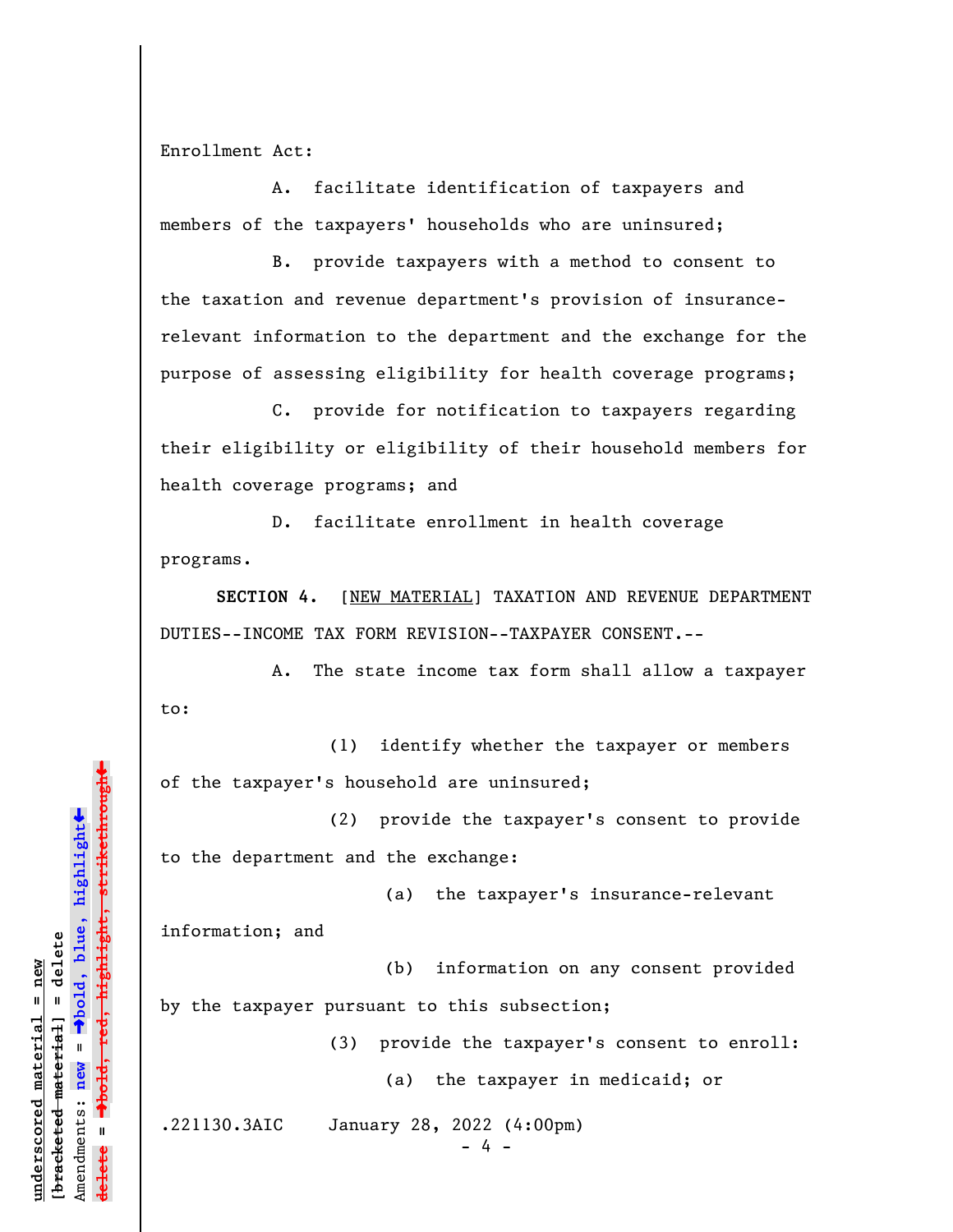Enrollment Act:

A. facilitate identification of taxpayers and members of the taxpayers' households who are uninsured;

B. provide taxpayers with a method to consent to the taxation and revenue department's provision of insurance-relevant information to the department and the exchange for the purpose of assessing eligibility for health coverage programs;

C. provide for notification to taxpayers regarding their eligibility or eligibility of their household members for health coverage programs; and

D. facilitate enrollment in health coverage programs.

**SECTION 4.** [NEW MATERIAL] TAXATION AND REVENUE DEPARTMENT DUTIES--INCOME TAX FORM REVISION--TAXPAYER CONSENT.--

A. The state income tax form shall allow a taxpayer to:

(1) identify whether the taxpayer or members of the taxpayer's household are uninsured;

(2) provide the taxpayer's consent to provide to the department and the exchange:

(a) the taxpayer's insurance-relevant information; and

(b) information on any consent provided by the taxpayer pursuant to this subsection;

(3) provide the taxpayer's consent to enroll:

(a) the taxpayer in medicaid; or

.221130.3AIC January 28, 2022 (4:00pm)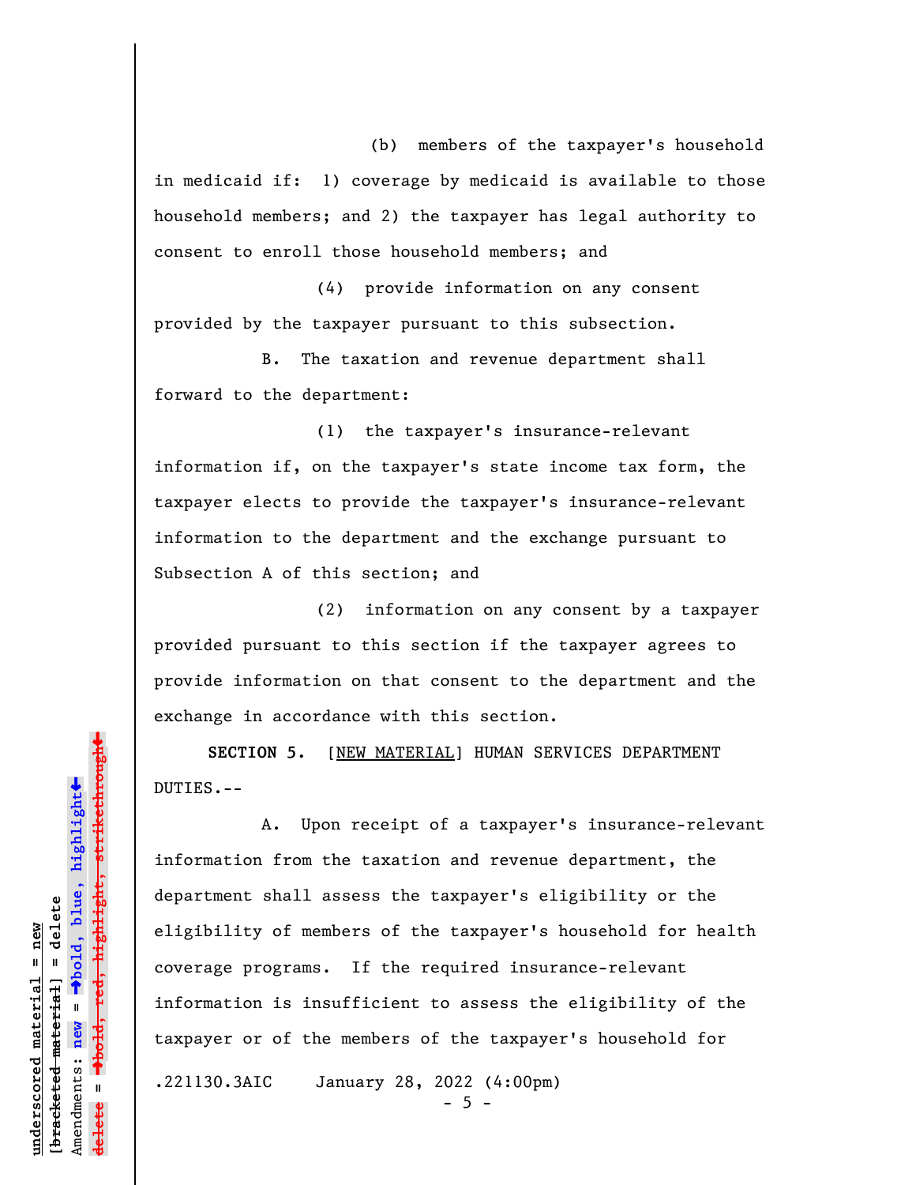(b) members of the taxpayer's household in medicaid if: 1) coverage by medicaid is available to those household members; and 2) the taxpayer has legal authority to consent to enroll those household members; and

(4) provide information on any consent provided by the taxpayer pursuant to this subsection.

B. The taxation and revenue department shall forward to the department:

(1) the taxpayer's insurance-relevant information if, on the taxpayer's state income tax form, the taxpayer elects to provide the taxpayer's insurance-relevant information to the department and the exchange pursuant to Subsection A of this section; and

(2) information on any consent by a taxpayer provided pursuant to this section if the taxpayer agrees to provide information on that consent to the department and the exchange in accordance with this section.

**SECTION 5.** [NEW MATERIAL] HUMAN SERVICES DEPARTMENT DUTIES.--

A. Upon receipt of a taxpayer's insurance-relevant information from the taxation and revenue department, the department shall assess the taxpayer's eligibility or the eligibility of members of the taxpayer's household for health coverage programs. If the required insurance-relevant information is insufficient to assess the eligibility of the taxpayer or of the members of the taxpayer's household for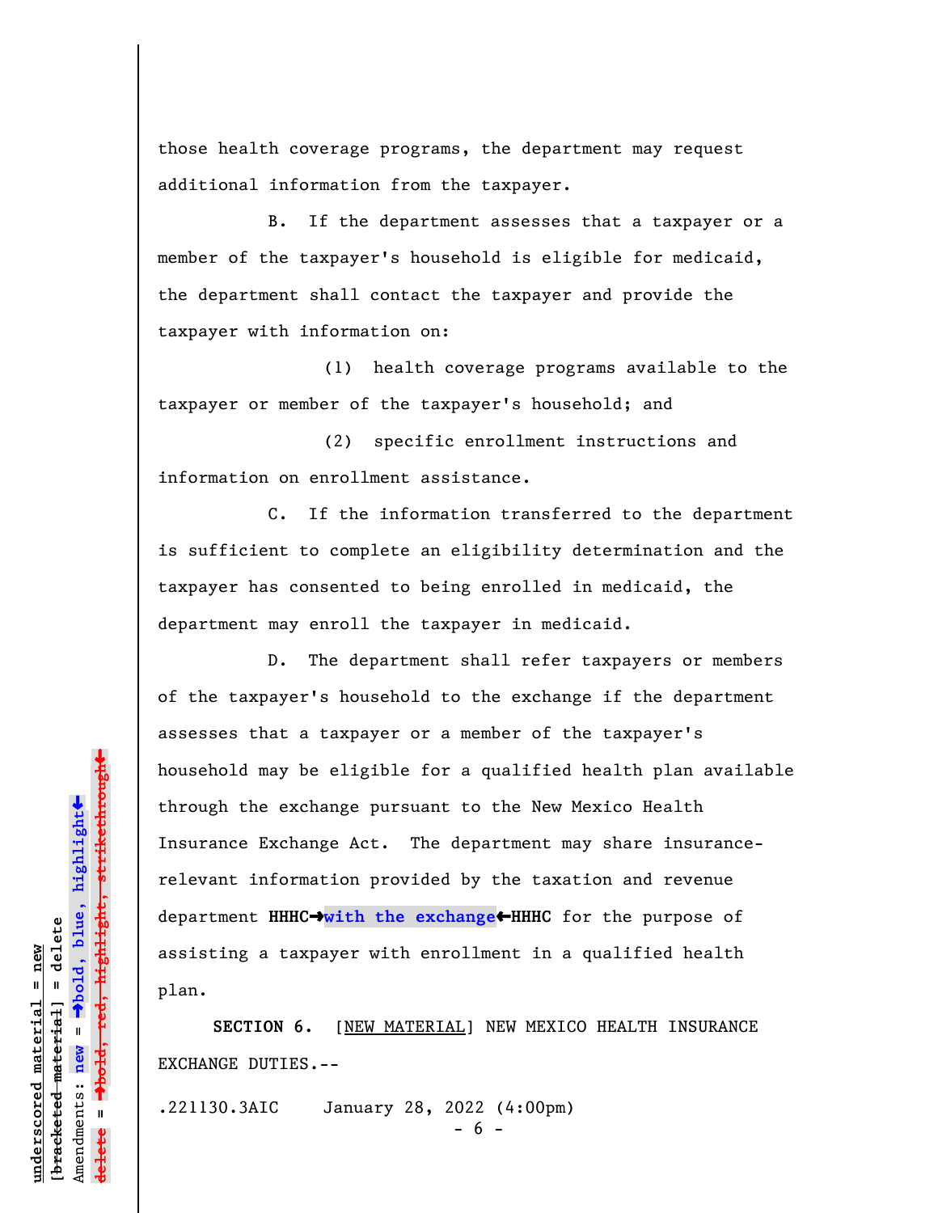those health coverage programs, the department may request additional information from the taxpayer.

B. If the department assesses that a taxpayer or a member of the taxpayer's household is eligible for medicaid, the department shall contact the taxpayer and provide the taxpayer with information on:

(1) health coverage programs available to the taxpayer or member of the taxpayer's household; and

(2) specific enrollment instructions and information on enrollment assistance.

C. If the information transferred to the department is sufficient to complete an eligibility determination and the taxpayer has consented to being enrolled in medicaid, the department may enroll the taxpayer in medicaid.

D. The department shall refer taxpayers or members of the taxpayer's household to the exchange if the department assesses that a taxpayer or a member of the taxpayer's household may be eligible for a qualified health plan available through the exchange pursuant to the New Mexico Health Insurance Exchange Act. The department may share insurance-relevant information provided by the taxation and revenue department **HHHC→with the exchange←HHHC** for the purpose of assisting a taxpayer with enrollment in a qualified health plan.

**SECTION 6.** [NEW MATERIAL] NEW MEXICO HEALTH INSURANCE EXCHANGE DUTIES.--

.221130.3AIC January 28, 2022 (4:00pm)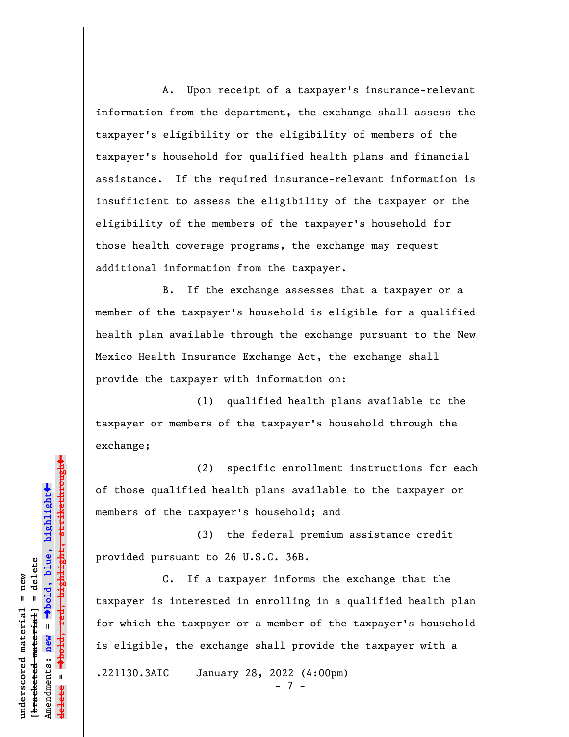A. Upon receipt of a taxpayer's insurance-relevant information from the department, the exchange shall assess the taxpayer's eligibility or the eligibility of members of the taxpayer's household for qualified health plans and financial assistance. If the required insurance-relevant information is insufficient to assess the eligibility of the taxpayer or the eligibility of the members of the taxpayer's household for those health coverage programs, the exchange may request additional information from the taxpayer.

B. If the exchange assesses that a taxpayer or a member of the taxpayer's household is eligible for a qualified health plan available through the exchange pursuant to the New Mexico Health Insurance Exchange Act, the exchange shall provide the taxpayer with information on:

(1) qualified health plans available to the taxpayer or members of the taxpayer's household through the exchange;

(2) specific enrollment instructions for each of those qualified health plans available to the taxpayer or members of the taxpayer's household; and

(3) the federal premium assistance credit provided pursuant to 26 U.S.C. 36B.

C. If a taxpayer informs the exchange that the taxpayer is interested in enrolling in a qualified health plan for which the taxpayer or a member of the taxpayer's household is eligible, the exchange shall provide the taxpayer with a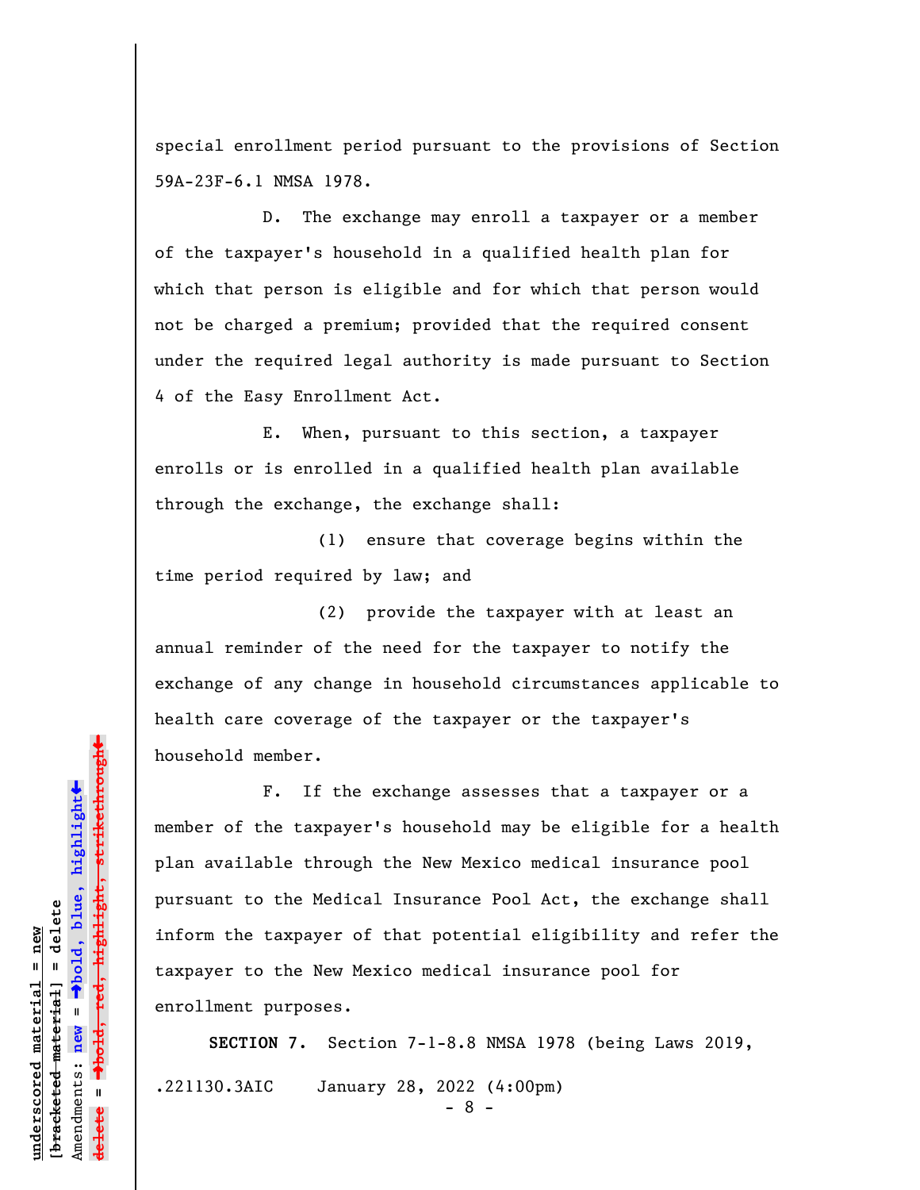special enrollment period pursuant to the provisions of Section 59A-23F-6.1 NMSA 1978.

D. The exchange may enroll a taxpayer or a member of the taxpayer's household in a qualified health plan for which that person is eligible and for which that person would not be charged a premium; provided that the required consent under the required legal authority is made pursuant to Section 4 of the Easy Enrollment Act.

E. When, pursuant to this section, a taxpayer enrolls or is enrolled in a qualified health plan available through the exchange, the exchange shall:

(1) ensure that coverage begins within the time period required by law; and

(2) provide the taxpayer with at least an annual reminder of the need for the taxpayer to notify the exchange of any change in household circumstances applicable to health care coverage of the taxpayer or the taxpayer's household member.

F. If the exchange assesses that a taxpayer or a member of the taxpayer's household may be eligible for a health plan available through the New Mexico medical insurance pool pursuant to the Medical Insurance Pool Act, the exchange shall inform the taxpayer of that potential eligibility and refer the taxpayer to the New Mexico medical insurance pool for enrollment purposes.

**SECTION 7.** Section 7-1-8.8 NMSA 1978 (being Laws 2019,

.221130.3AIC January 28, 2022 (4:00pm)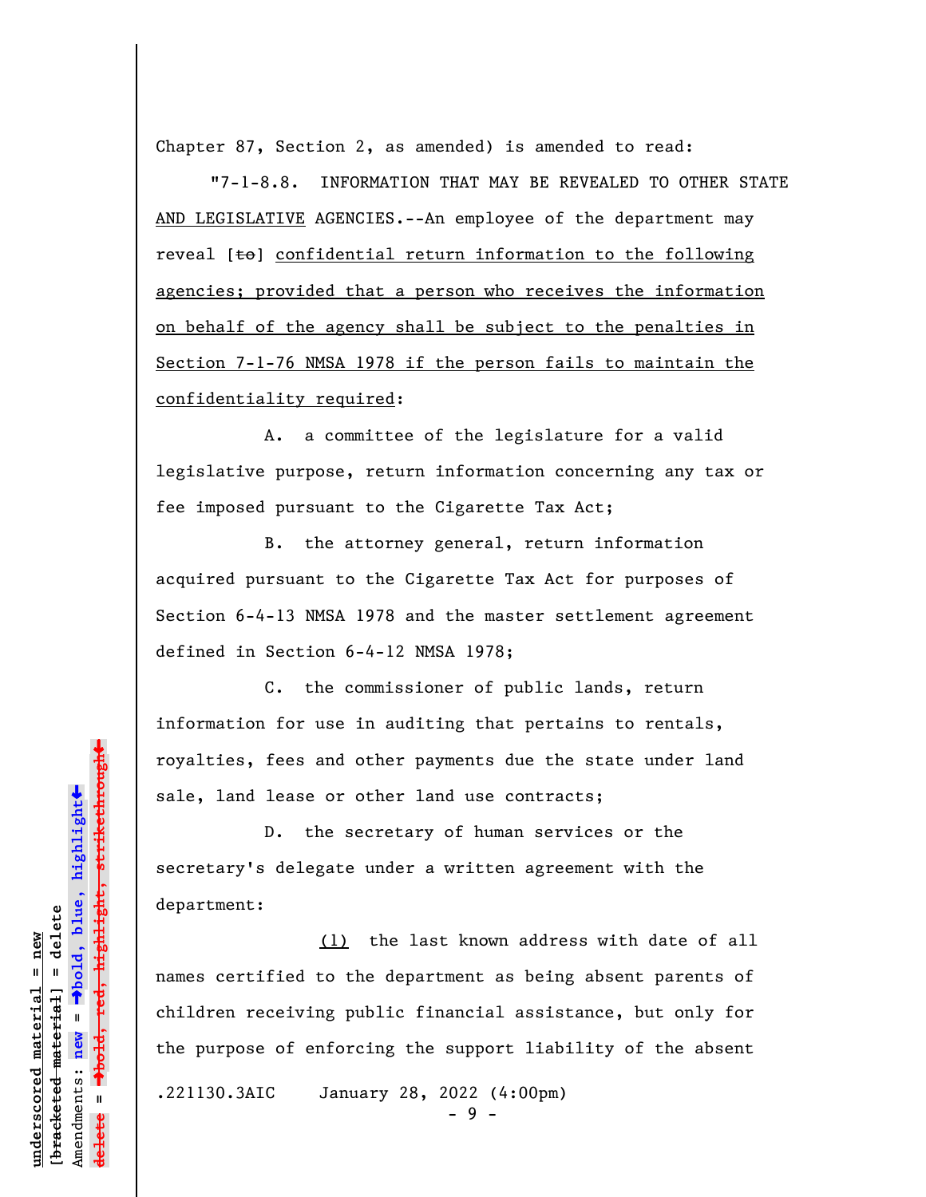Chapter 87, Section 2, as amended) is amended to read:

"7-1-8.8. INFORMATION THAT MAY BE REVEALED TO OTHER STATE AND LEGISLATIVE AGENCIES.--An employee of the department may reveal [~~to~~] confidential return information to the following agencies; provided that a person who receives the information on behalf of the agency shall be subject to the penalties in Section 7-1-76 NMSA 1978 if the person fails to maintain the confidentiality required:

A. a committee of the legislature for a valid legislative purpose, return information concerning any tax or fee imposed pursuant to the Cigarette Tax Act;

B. the attorney general, return information acquired pursuant to the Cigarette Tax Act for purposes of Section 6-4-13 NMSA 1978 and the master settlement agreement defined in Section 6-4-12 NMSA 1978;

C. the commissioner of public lands, return information for use in auditing that pertains to rentals, royalties, fees and other payments due the state under land sale, land lease or other land use contracts;

D. the secretary of human services or the secretary's delegate under a written agreement with the department:

(1) the last known address with date of all names certified to the department as being absent parents of children receiving public financial assistance, but only for the purpose of enforcing the support liability of the absent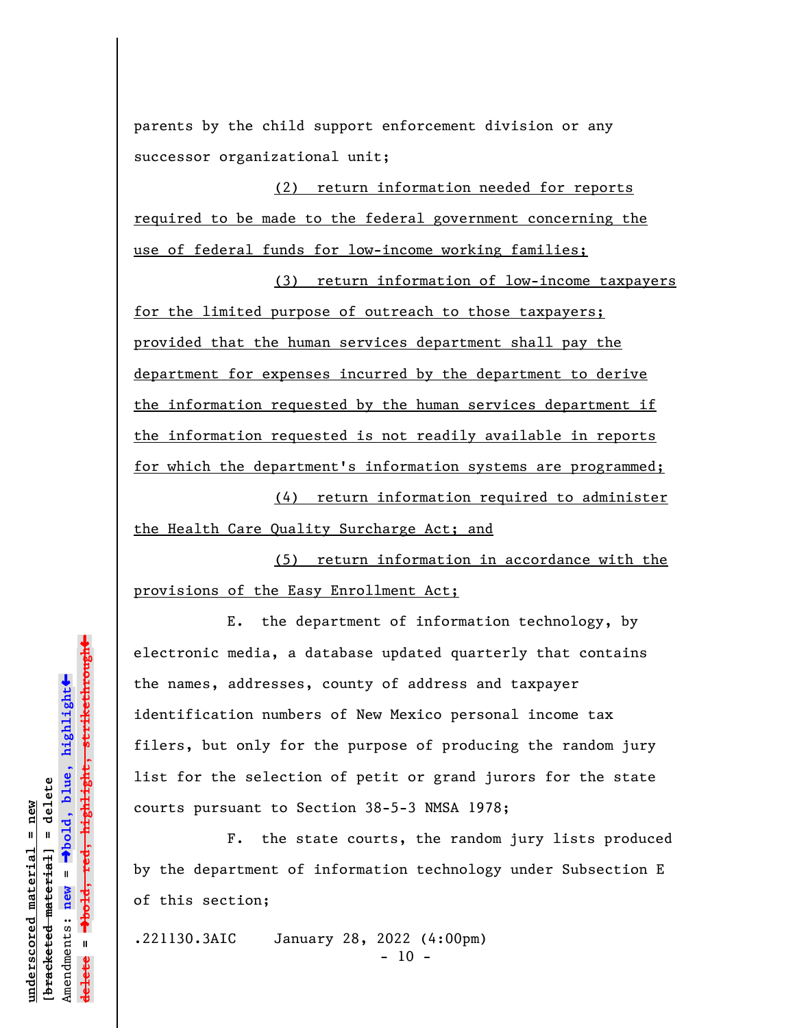parents by the child support enforcement division or any successor organizational unit;

<u>(2) return information needed for reports required to be made to the federal government concerning the use of federal funds for low-income working families;</u>

<u>(3) return information of low-income taxpayers for the limited purpose of outreach to those taxpayers; provided that the human services department shall pay the department for expenses incurred by the department to derive the information requested by the human services department if the information requested is not readily available in reports for which the department's information systems are programmed;</u>

<u>(4) return information required to administer the Health Care Quality Surcharge Act; and</u>

<u>(5) return information in accordance with the provisions of the Easy Enrollment Act;</u>

E. the department of information technology, by electronic media, a database updated quarterly that contains the names, addresses, county of address and taxpayer identification numbers of New Mexico personal income tax filers, but only for the purpose of producing the random jury list for the selection of petit or grand jurors for the state courts pursuant to Section 38-5-3 NMSA 1978;

F. the state courts, the random jury lists produced by the department of information technology under Subsection E of this section;

.221130.3AIC January 28, 2022 (4:00pm)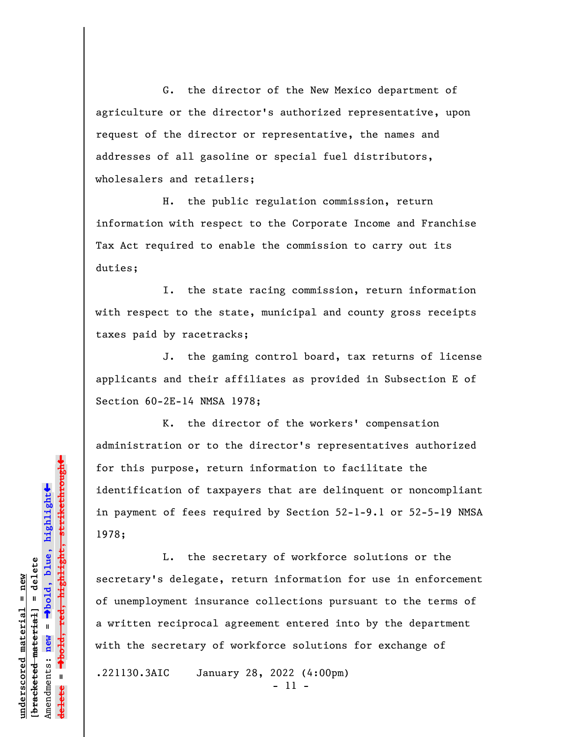G. the director of the New Mexico department of agriculture or the director's authorized representative, upon request of the director or representative, the names and addresses of all gasoline or special fuel distributors, wholesalers and retailers;

H. the public regulation commission, return information with respect to the Corporate Income and Franchise Tax Act required to enable the commission to carry out its duties;

I. the state racing commission, return information with respect to the state, municipal and county gross receipts taxes paid by racetracks;

J. the gaming control board, tax returns of license applicants and their affiliates as provided in Subsection E of Section 60-2E-14 NMSA 1978;

K. the director of the workers' compensation administration or to the director's representatives authorized for this purpose, return information to facilitate the identification of taxpayers that are delinquent or noncompliant in payment of fees required by Section 52-1-9.1 or 52-5-19 NMSA 1978;

L. the secretary of workforce solutions or the secretary's delegate, return information for use in enforcement of unemployment insurance collections pursuant to the terms of a written reciprocal agreement entered into by the department with the secretary of workforce solutions for exchange of

.221130.3AIC January 28, 2022 (4:00pm)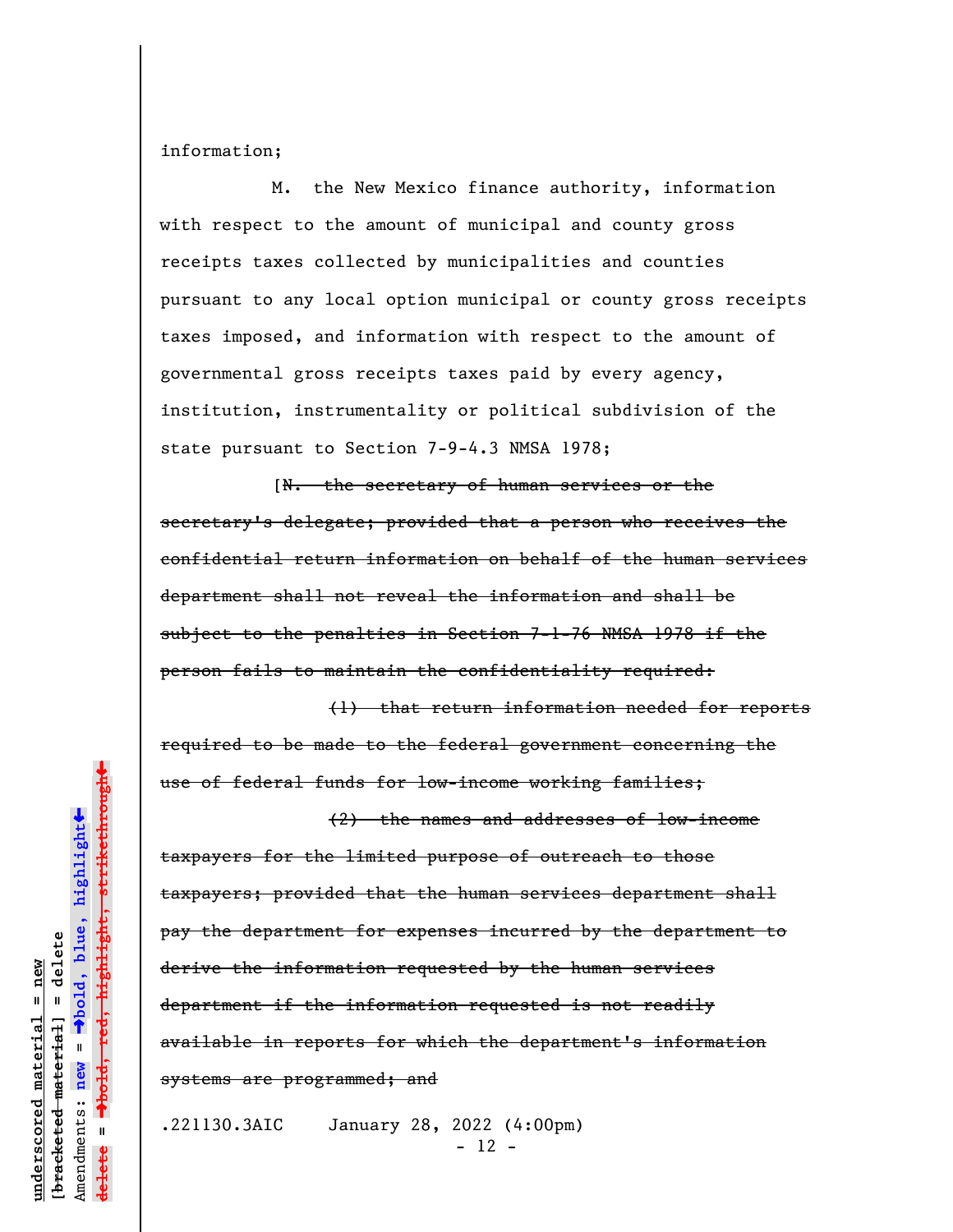information;

M. the New Mexico finance authority, information with respect to the amount of municipal and county gross receipts taxes collected by municipalities and counties pursuant to any local option municipal or county gross receipts taxes imposed, and information with respect to the amount of governmental gross receipts taxes paid by every agency, institution, instrumentality or political subdivision of the state pursuant to Section 7-9-4.3 NMSA 1978;

[~~N. the secretary of human services or the secretary's delegate; provided that a person who receives the confidential return information on behalf of the human services department shall not reveal the information and shall be subject to the penalties in Section 7-1-76 NMSA 1978 if the person fails to maintain the confidentiality required:~~

~~(1) that return information needed for reports required to be made to the federal government concerning the use of federal funds for low-income working families;~~

~~(2) the names and addresses of low-income taxpayers for the limited purpose of outreach to those taxpayers; provided that the human services department shall pay the department for expenses incurred by the department to derive the information requested by the human services department if the information requested is not readily available in reports for which the department's information systems are programmed; and~~

.221130.3AIC January 28, 2022 (4:00pm)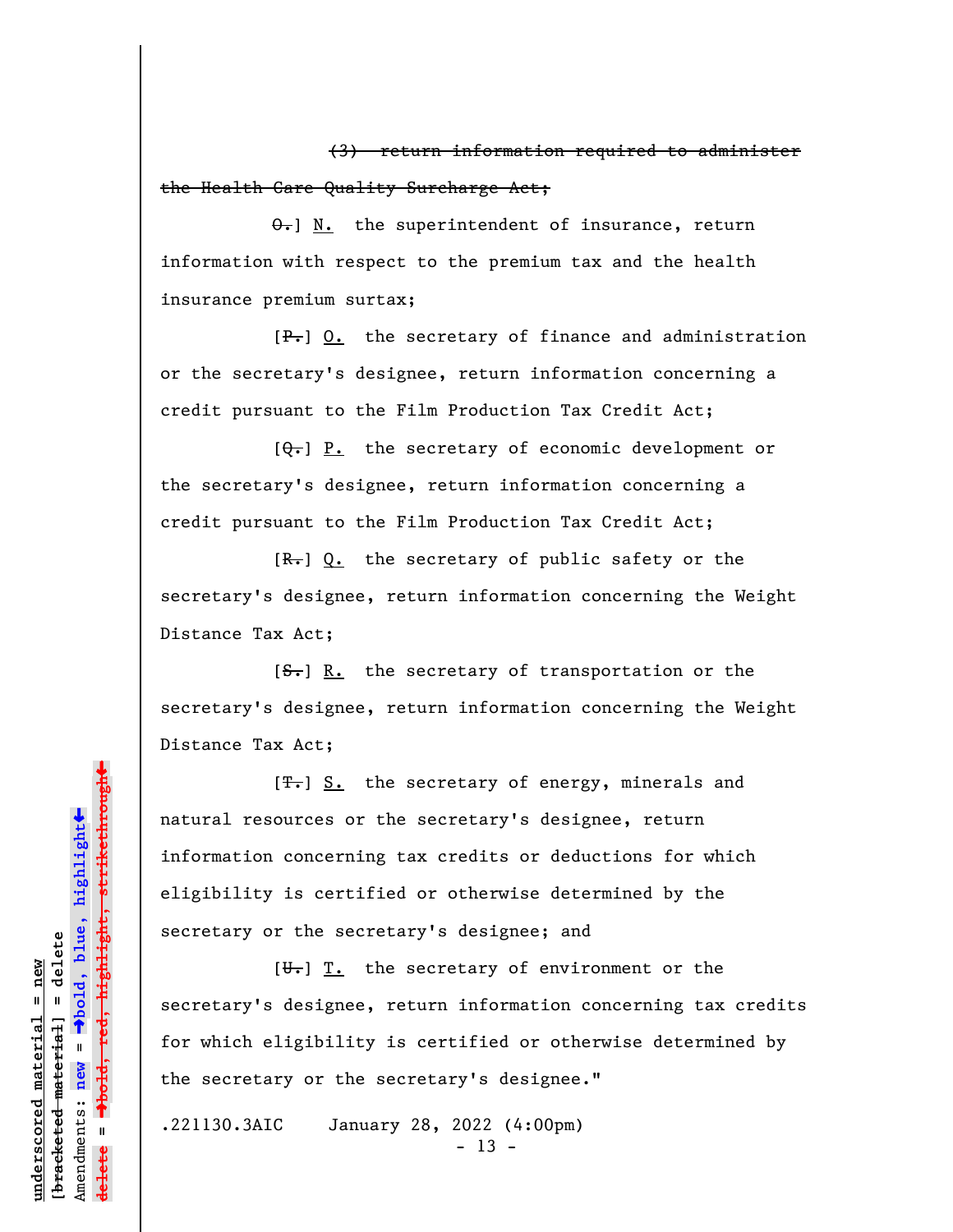~~(3) return information required to administer the Health Care Quality Surcharge Act;~~

[~~O.~~] N. the superintendent of insurance, return information with respect to the premium tax and the health insurance premium surtax;

[~~P.~~] O. the secretary of finance and administration or the secretary's designee, return information concerning a credit pursuant to the Film Production Tax Credit Act;

[~~Q.~~] P. the secretary of economic development or the secretary's designee, return information concerning a credit pursuant to the Film Production Tax Credit Act;

[~~R.~~] Q. the secretary of public safety or the secretary's designee, return information concerning the Weight Distance Tax Act;

[~~S.~~] R. the secretary of transportation or the secretary's designee, return information concerning the Weight Distance Tax Act;

[~~T.~~] S. the secretary of energy, minerals and natural resources or the secretary's designee, return information concerning tax credits or deductions for which eligibility is certified or otherwise determined by the secretary or the secretary's designee; and

[~~U.~~] T. the secretary of environment or the secretary's designee, return information concerning tax credits for which eligibility is certified or otherwise determined by the secretary or the secretary's designee."

.221130.3AIC January 28, 2022 (4:00pm)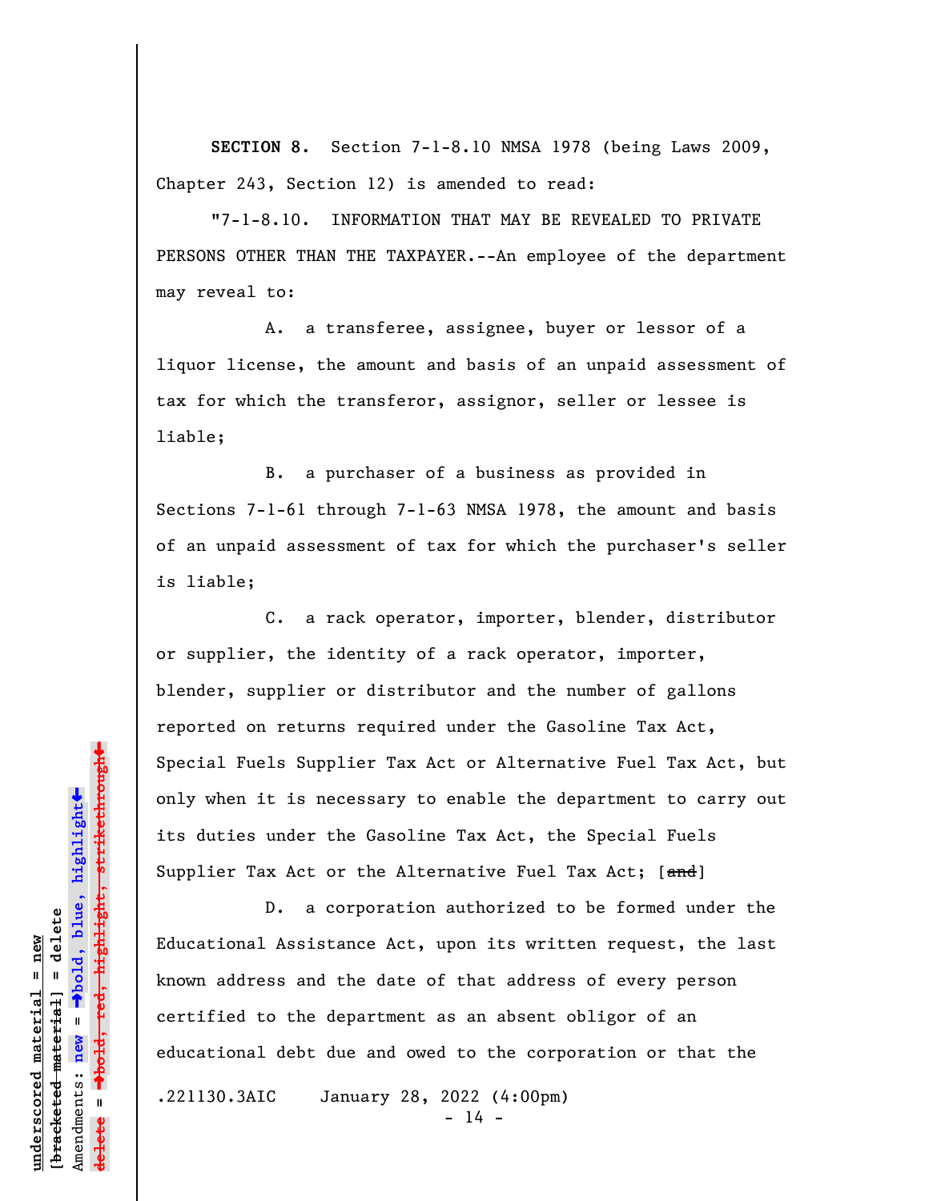**SECTION 8.** Section 7-1-8.10 NMSA 1978 (being Laws 2009, Chapter 243, Section 12) is amended to read:

"7-1-8.10. INFORMATION THAT MAY BE REVEALED TO PRIVATE PERSONS OTHER THAN THE TAXPAYER.--An employee of the department may reveal to:

A. a transferee, assignee, buyer or lessor of a liquor license, the amount and basis of an unpaid assessment of tax for which the transferor, assignor, seller or lessee is liable;

B. a purchaser of a business as provided in Sections 7-1-61 through 7-1-63 NMSA 1978, the amount and basis of an unpaid assessment of tax for which the purchaser's seller is liable;

C. a rack operator, importer, blender, distributor or supplier, the identity of a rack operator, importer, blender, supplier or distributor and the number of gallons reported on returns required under the Gasoline Tax Act, Special Fuels Supplier Tax Act or Alternative Fuel Tax Act, but only when it is necessary to enable the department to carry out its duties under the Gasoline Tax Act, the Special Fuels Supplier Tax Act or the Alternative Fuel Tax Act; [~~and~~]

D. a corporation authorized to be formed under the Educational Assistance Act, upon its written request, the last known address and the date of that address of every person certified to the department as an absent obligor of an educational debt due and owed to the corporation or that the

.221130.3AIC January 28, 2022 (4:00pm)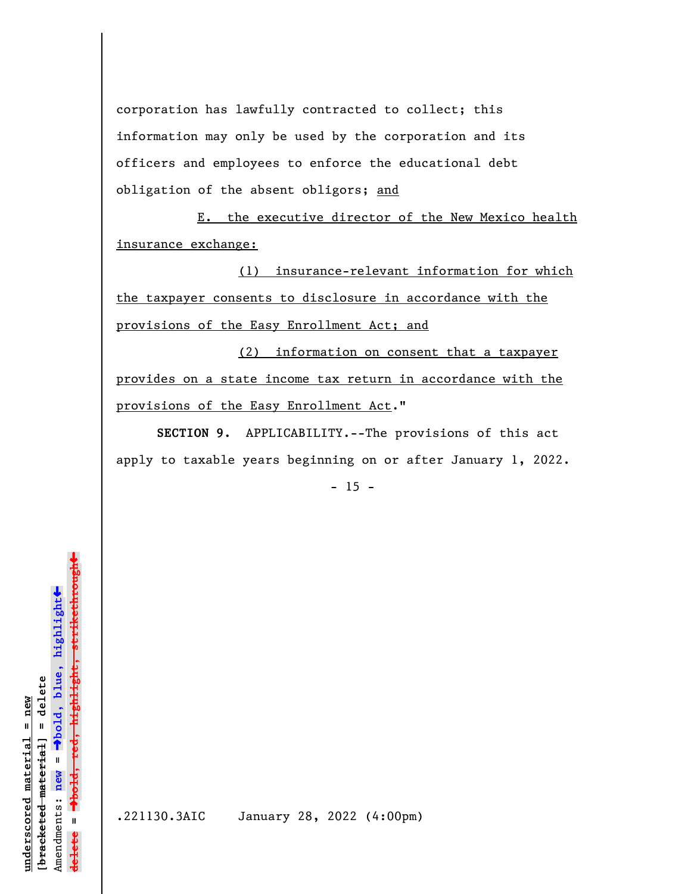corporation has lawfully contracted to collect; this information may only be used by the corporation and its officers and employees to enforce the educational debt obligation of the absent obligors; <u>and</u>

<u>E. the executive director of the New Mexico health insurance exchange:</u>

<u>(1) insurance-relevant information for which the taxpayer consents to disclosure in accordance with the provisions of the Easy Enrollment Act; and</u>

<u>(2) information on consent that a taxpayer provides on a state income tax return in accordance with the provisions of the Easy Enrollment Act</u>."

**SECTION 9.** APPLICABILITY.--The provisions of this act apply to taxable years beginning on or after January 1, 2022.

.221130.3AIC January 28, 2022 (4:00pm)

<u>underscored material = new</u>
[~~bracketed material~~] = delete
Amendments: **new** = →**bold, blue, highlight**←
~~delete~~ = →~~**bold, red, highlight, strikethrough**~~←